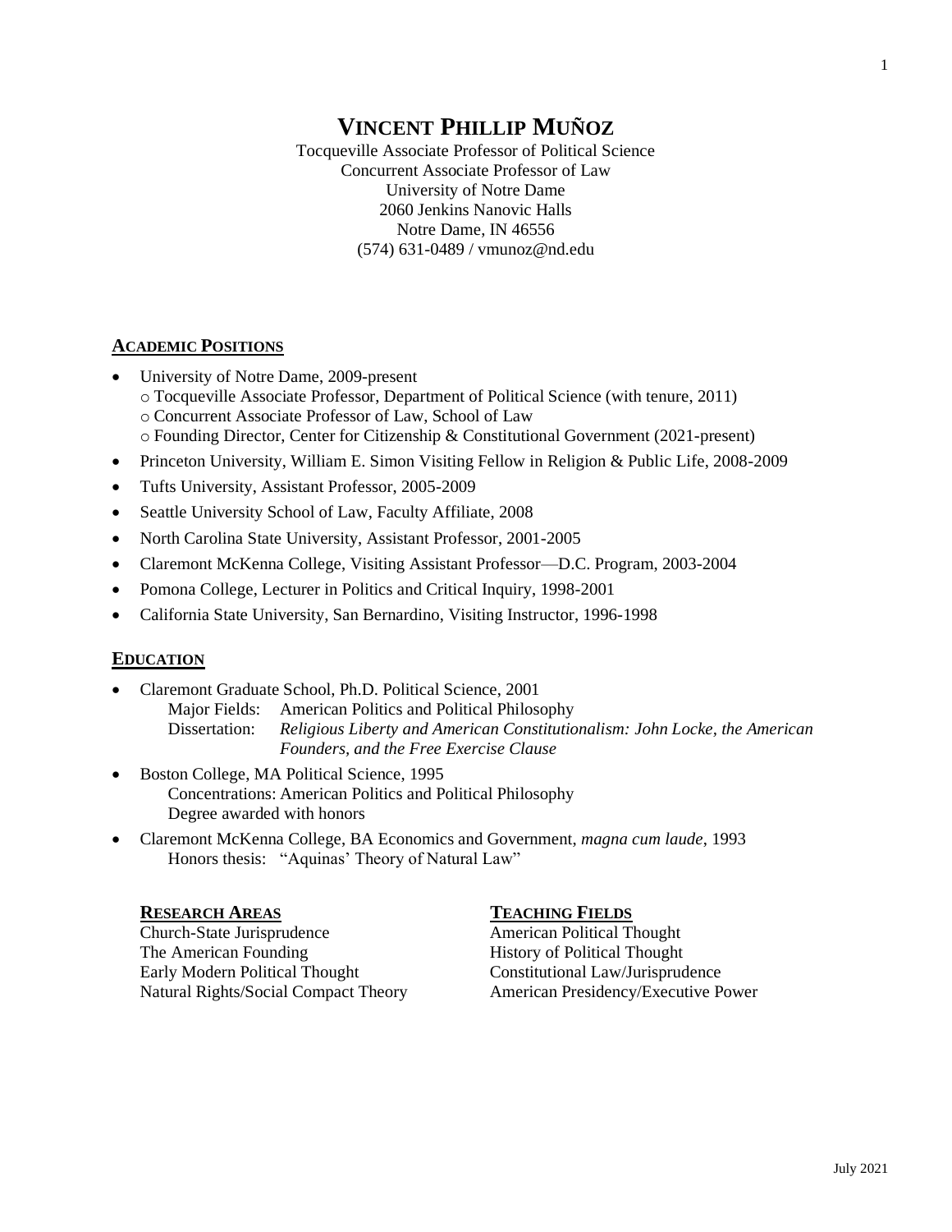# VINCENT PHILLIP MUÑOZ

Tocqueville Associate Professor of Political Science
Concurrent Associate Professor of Law
University of Notre Dame
2060 Jenkins Nanovic Halls
Notre Dame, IN 46556
(574) 631-0489 / vmunoz@nd.edu

## ACADEMIC POSITIONS

- University of Notre Dame, 2009-present
  - Tocqueville Associate Professor, Department of Political Science (with tenure, 2011)
  - Concurrent Associate Professor of Law, School of Law
  - Founding Director, Center for Citizenship & Constitutional Government (2021-present)
- Princeton University, William E. Simon Visiting Fellow in Religion & Public Life, 2008-2009
- Tufts University, Assistant Professor, 2005-2009
- Seattle University School of Law, Faculty Affiliate, 2008
- North Carolina State University, Assistant Professor, 2001-2005
- Claremont McKenna College, Visiting Assistant Professor—D.C. Program, 2003-2004
- Pomona College, Lecturer in Politics and Critical Inquiry, 1998-2001
- California State University, San Bernardino, Visiting Instructor, 1996-1998

## EDUCATION

- Claremont Graduate School, Ph.D. Political Science, 2001
  Major Fields: American Politics and Political Philosophy
  Dissertation: *Religious Liberty and American Constitutionalism: John Locke, the American Founders, and the Free Exercise Clause*
- Boston College, MA Political Science, 1995
  Concentrations: American Politics and Political Philosophy
  Degree awarded with honors
- Claremont McKenna College, BA Economics and Government, *magna cum laude*, 1993
  Honors thesis: "Aquinas' Theory of Natural Law"

## RESEARCH AREAS

Church-State Jurisprudence
The American Founding
Early Modern Political Thought
Natural Rights/Social Compact Theory

## TEACHING FIELDS

American Political Thought
History of Political Thought
Constitutional Law/Jurisprudence
American Presidency/Executive Power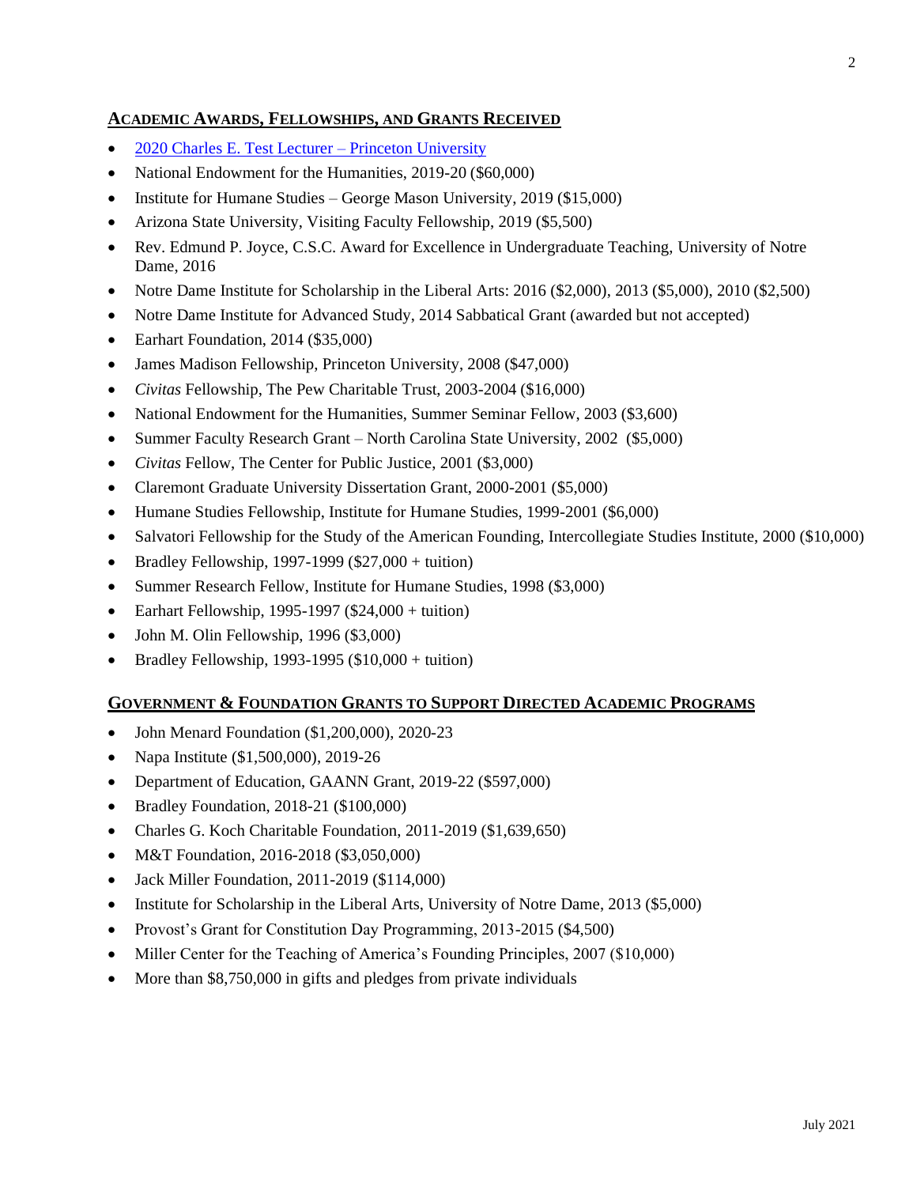## **Academic Awards, Fellowships, and Grants Received**

- 2020 Charles E. Test Lecturer – Princeton University
- National Endowment for the Humanities, 2019-20 ($60,000)
- Institute for Humane Studies – George Mason University, 2019 ($15,000)
- Arizona State University, Visiting Faculty Fellowship, 2019 ($5,500)
- Rev. Edmund P. Joyce, C.S.C. Award for Excellence in Undergraduate Teaching, University of Notre Dame, 2016
- Notre Dame Institute for Scholarship in the Liberal Arts: 2016 ($2,000), 2013 ($5,000), 2010 ($2,500)
- Notre Dame Institute for Advanced Study, 2014 Sabbatical Grant (awarded but not accepted)
- Earhart Foundation, 2014 ($35,000)
- James Madison Fellowship, Princeton University, 2008 ($47,000)
- *Civitas* Fellowship, The Pew Charitable Trust, 2003-2004 ($16,000)
- National Endowment for the Humanities, Summer Seminar Fellow, 2003 ($3,600)
- Summer Faculty Research Grant – North Carolina State University, 2002 ($5,000)
- *Civitas* Fellow, The Center for Public Justice, 2001 ($3,000)
- Claremont Graduate University Dissertation Grant, 2000-2001 ($5,000)
- Humane Studies Fellowship, Institute for Humane Studies, 1999-2001 ($6,000)
- Salvatori Fellowship for the Study of the American Founding, Intercollegiate Studies Institute, 2000 ($10,000)
- Bradley Fellowship, 1997-1999 ($27,000 + tuition)
- Summer Research Fellow, Institute for Humane Studies, 1998 ($3,000)
- Earhart Fellowship, 1995-1997 ($24,000 + tuition)
- John M. Olin Fellowship, 1996 ($3,000)
- Bradley Fellowship, 1993-1995 ($10,000 + tuition)

## **Government & Foundation Grants to Support Directed Academic Programs**

- John Menard Foundation ($1,200,000), 2020-23
- Napa Institute ($1,500,000), 2019-26
- Department of Education, GAANN Grant, 2019-22 ($597,000)
- Bradley Foundation, 2018-21 ($100,000)
- Charles G. Koch Charitable Foundation, 2011-2019 ($1,639,650)
- M&T Foundation, 2016-2018 ($3,050,000)
- Jack Miller Foundation, 2011-2019 ($114,000)
- Institute for Scholarship in the Liberal Arts, University of Notre Dame, 2013 ($5,000)
- Provost's Grant for Constitution Day Programming, 2013-2015 ($4,500)
- Miller Center for the Teaching of America's Founding Principles, 2007 ($10,000)
- More than $8,750,000 in gifts and pledges from private individuals

July 2021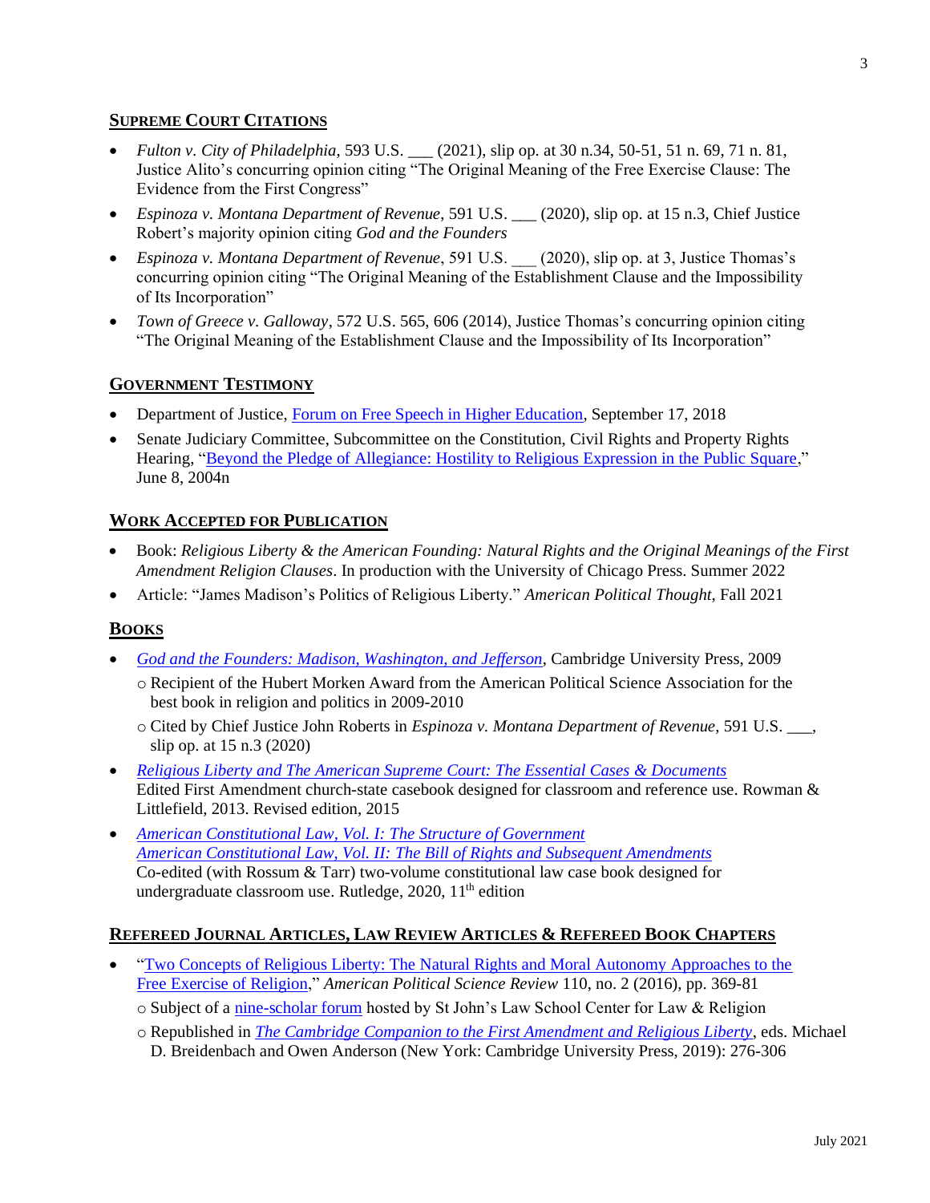## Supreme Court Citations

- *Fulton v. City of Philadelphia*, 593 U.S. ___ (2021), slip op. at 30 n.34, 50-51, 51 n. 69, 71 n. 81, Justice Alito's concurring opinion citing "The Original Meaning of the Free Exercise Clause: The Evidence from the First Congress"
- *Espinoza v. Montana Department of Revenue*, 591 U.S. ___ (2020), slip op. at 15 n.3, Chief Justice Robert's majority opinion citing *God and the Founders*
- *Espinoza v. Montana Department of Revenue*, 591 U.S. ___ (2020), slip op. at 3, Justice Thomas's concurring opinion citing "The Original Meaning of the Establishment Clause and the Impossibility of Its Incorporation"
- *Town of Greece v. Galloway*, 572 U.S. 565, 606 (2014), Justice Thomas's concurring opinion citing "The Original Meaning of the Establishment Clause and the Impossibility of Its Incorporation"

## Government Testimony

- Department of Justice, Forum on Free Speech in Higher Education, September 17, 2018
- Senate Judiciary Committee, Subcommittee on the Constitution, Civil Rights and Property Rights Hearing, "Beyond the Pledge of Allegiance: Hostility to Religious Expression in the Public Square," June 8, 2004n

## Work Accepted for Publication

- Book: *Religious Liberty & the American Founding: Natural Rights and the Original Meanings of the First Amendment Religion Clauses*. In production with the University of Chicago Press. Summer 2022
- Article: "James Madison's Politics of Religious Liberty." *American Political Thought*, Fall 2021

## Books

- *God and the Founders: Madison, Washington, and Jefferson*, Cambridge University Press, 2009
  - Recipient of the Hubert Morken Award from the American Political Science Association for the best book in religion and politics in 2009-2010
  - Cited by Chief Justice John Roberts in *Espinoza v. Montana Department of Revenue*, 591 U.S. ___, slip op. at 15 n.3 (2020)
- *Religious Liberty and The American Supreme Court: The Essential Cases & Documents*
  Edited First Amendment church-state casebook designed for classroom and reference use. Rowman & Littlefield, 2013. Revised edition, 2015
- *American Constitutional Law, Vol. I: The Structure of Government*
  *American Constitutional Law, Vol. II: The Bill of Rights and Subsequent Amendments*
  Co-edited (with Rossum & Tarr) two-volume constitutional law case book designed for undergraduate classroom use. Rutledge, 2020, 11th edition

## Refereed Journal Articles, Law Review Articles & Refereed Book Chapters

- "Two Concepts of Religious Liberty: The Natural Rights and Moral Autonomy Approaches to the Free Exercise of Religion," *American Political Science Review* 110, no. 2 (2016), pp. 369-81
  - Subject of a nine-scholar forum hosted by St John's Law School Center for Law & Religion
  - Republished in *The Cambridge Companion to the First Amendment and Religious Liberty*, eds. Michael D. Breidenbach and Owen Anderson (New York: Cambridge University Press, 2019): 276-306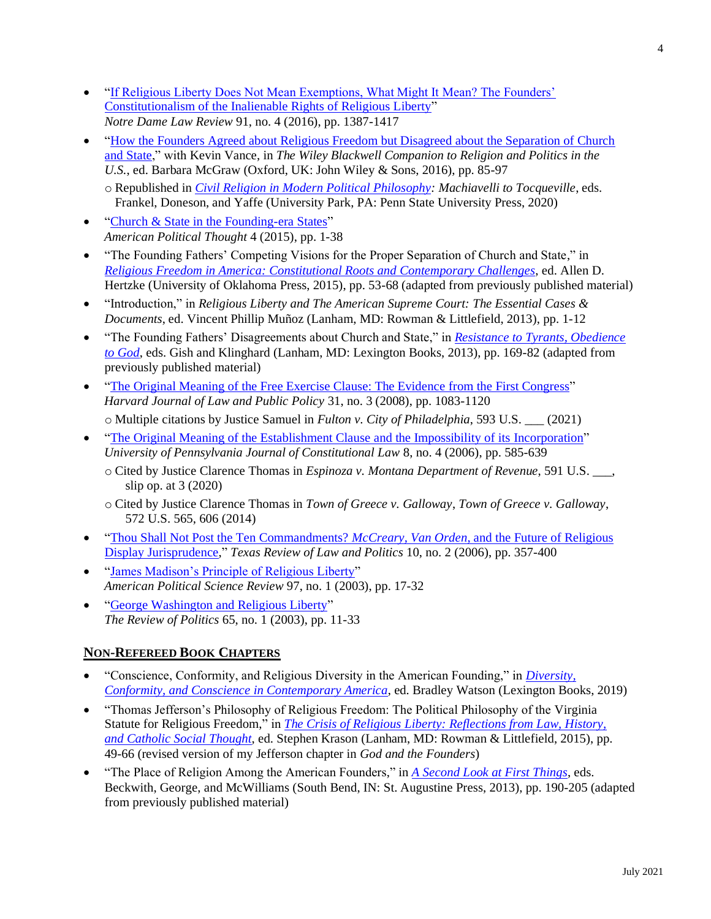- "[If Religious Liberty Does Not Mean Exemptions, What Might It Mean? The Founders' Constitutionalism of the Inalienable Rights of Religious Liberty]"
  *Notre Dame Law Review* 91, no. 4 (2016), pp. 1387-1417
- "[How the Founders Agreed about Religious Freedom but Disagreed about the Separation of Church and State]," with Kevin Vance, in *The Wiley Blackwell Companion to Religion and Politics in the U.S.*, ed. Barbara McGraw (Oxford, UK: John Wiley & Sons, 2016), pp. 85-97
  - Republished in *[Civil Religion in Modern Political Philosophy]: Machiavelli to Tocqueville*, eds. Frankel, Doneson, and Yaffe (University Park, PA: Penn State University Press, 2020)
- "[Church & State in the Founding-era States]"
  *American Political Thought* 4 (2015), pp. 1-38
- "The Founding Fathers' Competing Visions for the Proper Separation of Church and State," in *[Religious Freedom in America: Constitutional Roots and Contemporary Challenges]*, ed. Allen D. Hertzke (University of Oklahoma Press, 2015), pp. 53-68 (adapted from previously published material)
- "Introduction," in *Religious Liberty and The American Supreme Court: The Essential Cases & Documents*, ed. Vincent Phillip Muñoz (Lanham, MD: Rowman & Littlefield, 2013), pp. 1-12
- "The Founding Fathers' Disagreements about Church and State," in *[Resistance to Tyrants, Obedience to God]*, eds. Gish and Klinghard (Lanham, MD: Lexington Books, 2013), pp. 169-82 (adapted from previously published material)
- "[The Original Meaning of the Free Exercise Clause: The Evidence from the First Congress]"
  *Harvard Journal of Law and Public Policy* 31, no. 3 (2008), pp. 1083-1120
  - Multiple citations by Justice Samuel in *Fulton v. City of Philadelphia*, 593 U.S. ___ (2021)
- "[The Original Meaning of the Establishment Clause and the Impossibility of its Incorporation]"
  *University of Pennsylvania Journal of Constitutional Law* 8, no. 4 (2006), pp. 585-639
  - Cited by Justice Clarence Thomas in *Espinoza v. Montana Department of Revenue*, 591 U.S. ___, slip op. at 3 (2020)
  - Cited by Justice Clarence Thomas in *Town of Greece v. Galloway*, *Town of Greece v. Galloway*, 572 U.S. 565, 606 (2014)
- "[Thou Shall Not Post the Ten Commandments? *McCreary*, *Van Orden*, and the Future of Religious Display Jurisprudence]," *Texas Review of Law and Politics* 10, no. 2 (2006), pp. 357-400
- "[James Madison's Principle of Religious Liberty]"
  *American Political Science Review* 97, no. 1 (2003), pp. 17-32
- "[George Washington and Religious Liberty]"
  *The Review of Politics* 65, no. 1 (2003), pp. 11-33

## Non-Refereed Book Chapters

- "Conscience, Conformity, and Religious Diversity in the American Founding," in *[Diversity, Conformity, and Conscience in Contemporary America]*, ed. Bradley Watson (Lexington Books, 2019)
- "Thomas Jefferson's Philosophy of Religious Freedom: The Political Philosophy of the Virginia Statute for Religious Freedom," in *[The Crisis of Religious Liberty: Reflections from Law, History, and Catholic Social Thought]*, ed. Stephen Krason (Lanham, MD: Rowman & Littlefield, 2015), pp. 49-66 (revised version of my Jefferson chapter in *God and the Founders*)
- "The Place of Religion Among the American Founders," in *[A Second Look at First Things]*, eds. Beckwith, George, and McWilliams (South Bend, IN: St. Augustine Press, 2013), pp. 190-205 (adapted from previously published material)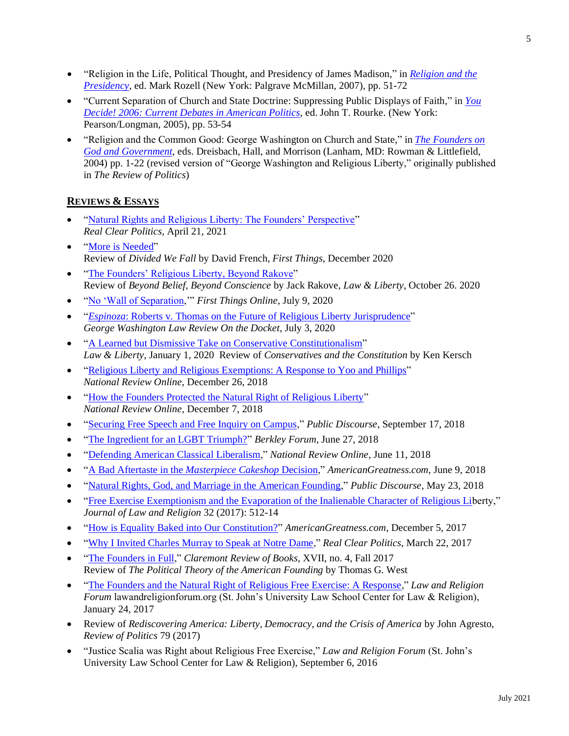- "Religion in the Life, Political Thought, and Presidency of James Madison," in *Religion and the Presidency*, ed. Mark Rozell (New York: Palgrave McMillan, 2007), pp. 51-72
- "Current Separation of Church and State Doctrine: Suppressing Public Displays of Faith," in *You Decide! 2006: Current Debates in American Politics*, ed. John T. Rourke. (New York: Pearson/Longman, 2005), pp. 53-54
- "Religion and the Common Good: George Washington on Church and State," in *The Founders on God and Government*, eds. Dreisbach, Hall, and Morrison (Lanham, MD: Rowman & Littlefield, 2004) pp. 1-22 (revised version of "George Washington and Religious Liberty," originally published in *The Review of Politics*)

## REVIEWS & ESSAYS

- "Natural Rights and Religious Liberty: The Founders' Perspective"
  *Real Clear Politics*, April 21, 2021
- "More is Needed"
  Review of *Divided We Fall* by David French, *First Things*, December 2020
- "The Founders' Religious Liberty, Beyond Rakove"
  Review of *Beyond Belief, Beyond Conscience* by Jack Rakove, *Law & Liberty*, October 26. 2020
- "No 'Wall of Separation,'" *First Things Online*, July 9, 2020
- "*Espinoza*: Roberts v. Thomas on the Future of Religious Liberty Jurisprudence"
  *George Washington Law Review On the Docket*, July 3, 2020
- "A Learned but Dismissive Take on Conservative Constitutionalism"
  *Law & Liberty*, January 1, 2020 Review of *Conservatives and the Constitution* by Ken Kersch
- "Religious Liberty and Religious Exemptions: A Response to Yoo and Phillips"
  *National Review Online*, December 26, 2018
- "How the Founders Protected the Natural Right of Religious Liberty"
  *National Review Online*, December 7, 2018
- "Securing Free Speech and Free Inquiry on Campus," *Public Discourse*, September 17, 2018
- "The Ingredient for an LGBT Triumph?" *Berkley Forum*, June 27, 2018
- "Defending American Classical Liberalism," *National Review Online*, June 11, 2018
- "A Bad Aftertaste in the *Masterpiece Cakeshop* Decision," *AmericanGreatness.com*, June 9, 2018
- "Natural Rights, God, and Marriage in the American Founding," *Public Discourse*, May 23, 2018
- "Free Exercise Exemptionism and the Evaporation of the Inalienable Character of Religious Liberty," *Journal of Law and Religion* 32 (2017): 512-14
- "How is Equality Baked into Our Constitution?" *AmericanGreatness.com*, December 5, 2017
- "Why I Invited Charles Murray to Speak at Notre Dame," *Real Clear Politics*, March 22, 2017
- "The Founders in Full," *Claremont Review of Books*, XVII, no. 4, Fall 2017
  Review of *The Political Theory of the American Founding* by Thomas G. West
- "The Founders and the Natural Right of Religious Free Exercise: A Response," *Law and Religion Forum* lawandreligionforum.org (St. John's University Law School Center for Law & Religion), January 24, 2017
- Review of *Rediscovering America: Liberty, Democracy, and the Crisis of America* by John Agresto, *Review of Politics* 79 (2017)
- "Justice Scalia was Right about Religious Free Exercise," *Law and Religion Forum* (St. John's University Law School Center for Law & Religion), September 6, 2016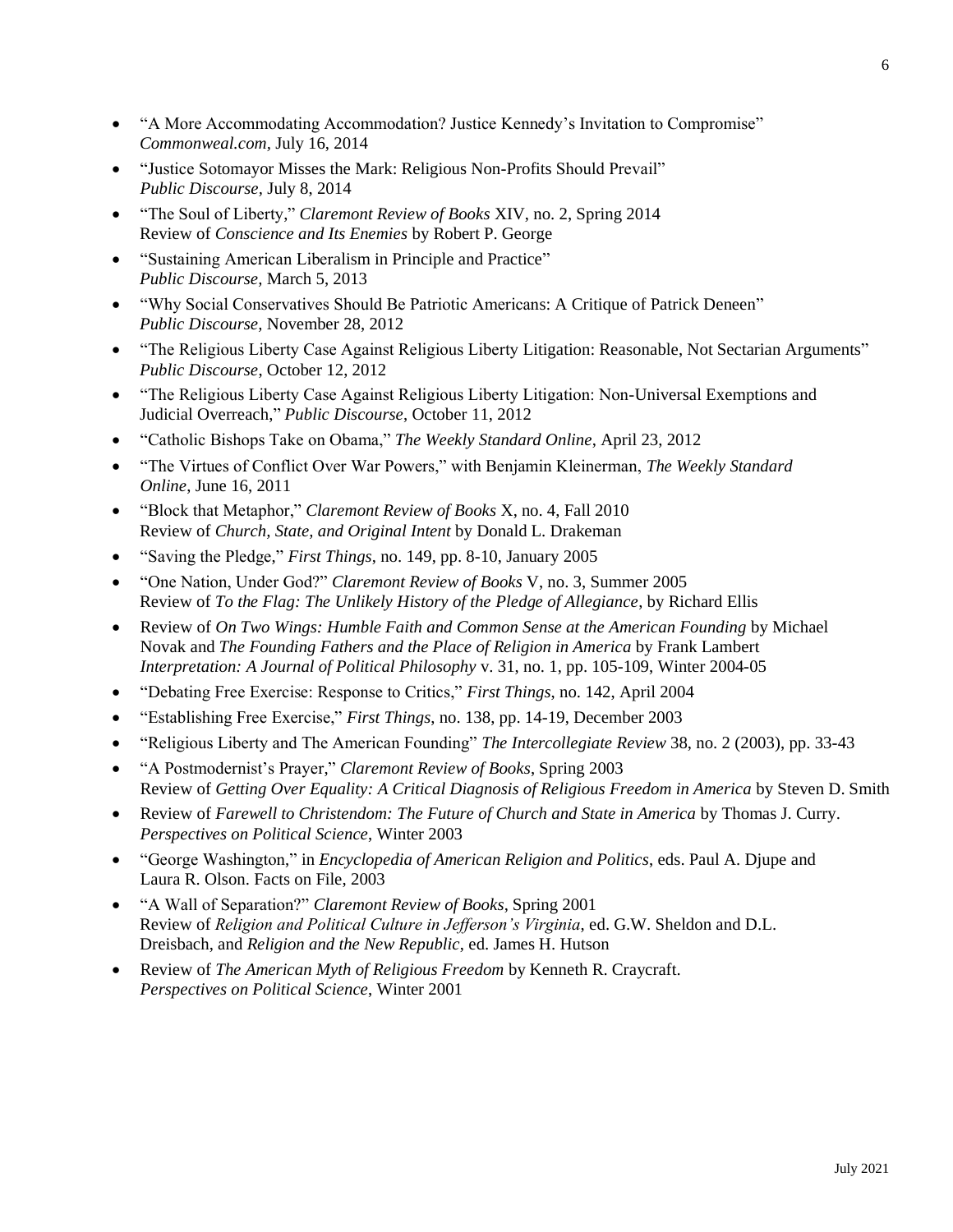- "A More Accommodating Accommodation? Justice Kennedy's Invitation to Compromise" *Commonweal.com,* July 16, 2014
- "Justice Sotomayor Misses the Mark: Religious Non-Profits Should Prevail" *Public Discourse*, July 8, 2014
- "The Soul of Liberty," *Claremont Review of Books* XIV, no. 2, Spring 2014 Review of *Conscience and Its Enemies* by Robert P. George
- "Sustaining American Liberalism in Principle and Practice" *Public Discourse,* March 5, 2013
- "Why Social Conservatives Should Be Patriotic Americans: A Critique of Patrick Deneen" *Public Discourse,* November 28, 2012
- "The Religious Liberty Case Against Religious Liberty Litigation: Reasonable, Not Sectarian Arguments" *Public Discourse*, October 12, 2012
- "The Religious Liberty Case Against Religious Liberty Litigation: Non-Universal Exemptions and Judicial Overreach," *Public Discourse*, October 11, 2012
- "Catholic Bishops Take on Obama," *The Weekly Standard Online*, April 23, 2012
- "The Virtues of Conflict Over War Powers," with Benjamin Kleinerman, *The Weekly Standard Online*, June 16, 2011
- "Block that Metaphor," *Claremont Review of Books* X, no. 4, Fall 2010 Review of *Church, State, and Original Intent* by Donald L. Drakeman
- "Saving the Pledge," *First Things*, no. 149, pp. 8-10, January 2005
- "One Nation, Under God?" *Claremont Review of Books* V, no. 3, Summer 2005 Review of *To the Flag: The Unlikely History of the Pledge of Allegiance*, by Richard Ellis
- Review of *On Two Wings: Humble Faith and Common Sense at the American Founding* by Michael Novak and *The Founding Fathers and the Place of Religion in America* by Frank Lambert *Interpretation: A Journal of Political Philosophy* v. 31, no. 1, pp. 105-109, Winter 2004-05
- "Debating Free Exercise: Response to Critics," *First Things*, no. 142, April 2004
- "Establishing Free Exercise," *First Things*, no. 138, pp. 14-19, December 2003
- "Religious Liberty and The American Founding" *The Intercollegiate Review* 38, no. 2 (2003), pp. 33-43
- "A Postmodernist's Prayer," *Claremont Review of Books*, Spring 2003 Review of *Getting Over Equality: A Critical Diagnosis of Religious Freedom in America* by Steven D. Smith
- Review of *Farewell to Christendom: The Future of Church and State in America* by Thomas J. Curry. *Perspectives on Political Science*, Winter 2003
- "George Washington," in *Encyclopedia of American Religion and Politics*, eds. Paul A. Djupe and Laura R. Olson. Facts on File, 2003
- "A Wall of Separation?" *Claremont Review of Books*, Spring 2001 Review of *Religion and Political Culture in Jefferson's Virginia*, ed. G.W. Sheldon and D.L. Dreisbach, and *Religion and the New Republic*, ed. James H. Hutson
- Review of *The American Myth of Religious Freedom* by Kenneth R. Craycraft. *Perspectives on Political Science*, Winter 2001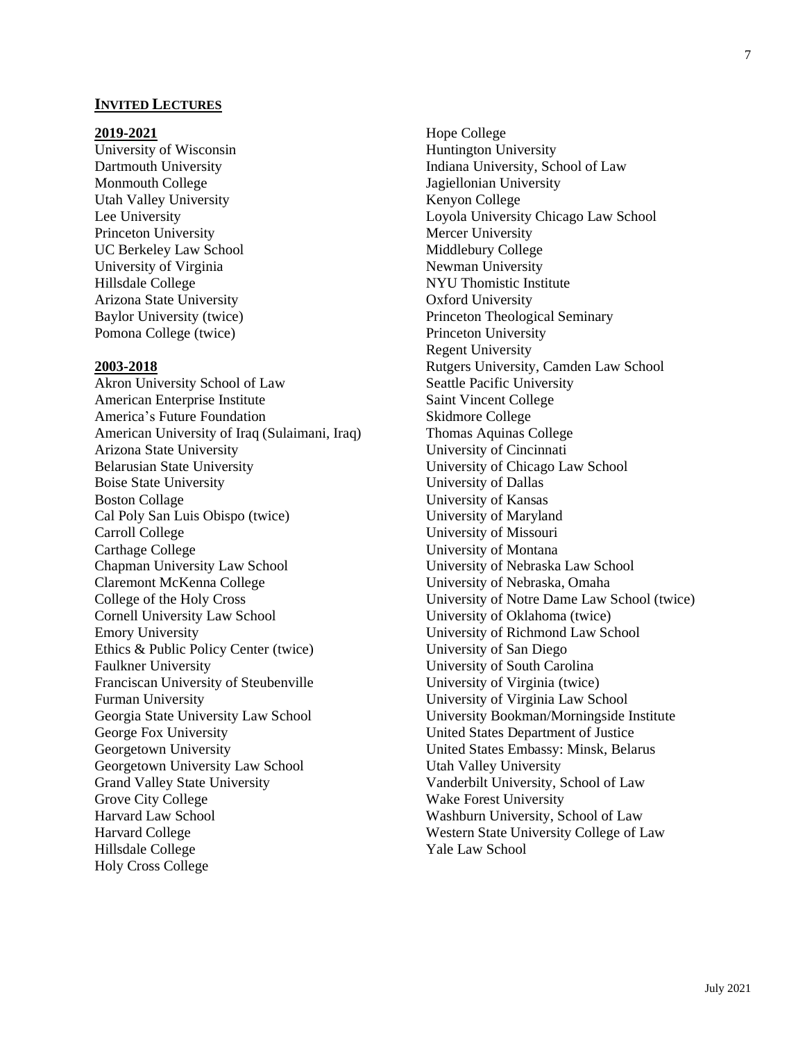## Invited Lectures

**2019-2021**

University of Wisconsin
Dartmouth University
Monmouth College
Utah Valley University
Lee University
Princeton University
UC Berkeley Law School
University of Virginia
Hillsdale College
Arizona State University
Baylor University (twice)
Pomona College (twice)

**2003-2018**

Akron University School of Law
American Enterprise Institute
America's Future Foundation
American University of Iraq (Sulaimani, Iraq)
Arizona State University
Belarusian State University
Boise State University
Boston Collage
Cal Poly San Luis Obispo (twice)
Carroll College
Carthage College
Chapman University Law School
Claremont McKenna College
College of the Holy Cross
Cornell University Law School
Emory University
Ethics & Public Policy Center (twice)
Faulkner University
Franciscan University of Steubenville
Furman University
Georgia State University Law School
George Fox University
Georgetown University
Georgetown University Law School
Grand Valley State University
Grove City College
Harvard Law School
Harvard College
Hillsdale College
Holy Cross College
Hope College
Huntington University
Indiana University, School of Law
Jagiellonian University
Kenyon College
Loyola University Chicago Law School
Mercer University
Middlebury College
Newman University
NYU Thomistic Institute
Oxford University
Princeton Theological Seminary
Princeton University
Regent University
Rutgers University, Camden Law School
Seattle Pacific University
Saint Vincent College
Skidmore College
Thomas Aquinas College
University of Cincinnati
University of Chicago Law School
University of Dallas
University of Kansas
University of Maryland
University of Missouri
University of Montana
University of Nebraska Law School
University of Nebraska, Omaha
University of Notre Dame Law School (twice)
University of Oklahoma (twice)
University of Richmond Law School
University of San Diego
University of South Carolina
University of Virginia (twice)
University of Virginia Law School
University Bookman/Morningside Institute
United States Department of Justice
United States Embassy: Minsk, Belarus
Utah Valley University
Vanderbilt University, School of Law
Wake Forest University
Washburn University, School of Law
Western State University College of Law
Yale Law School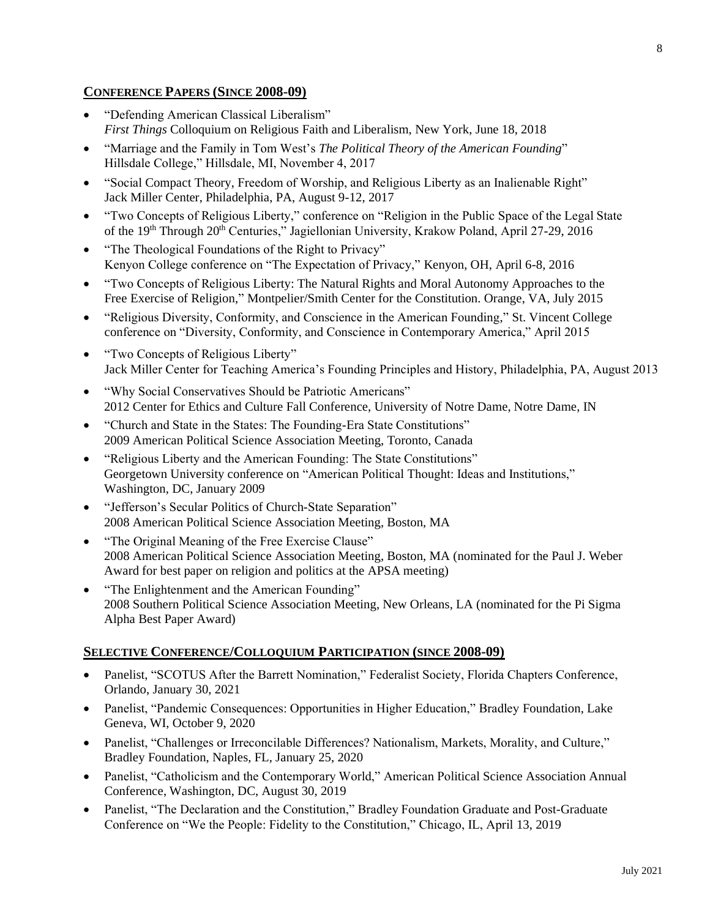## Conference Papers (Since 2008-09)

- "Defending American Classical Liberalism"
  *First Things* Colloquium on Religious Faith and Liberalism, New York, June 18, 2018
- "Marriage and the Family in Tom West's *The Political Theory of the American Founding*"
  Hillsdale College," Hillsdale, MI, November 4, 2017
- "Social Compact Theory, Freedom of Worship, and Religious Liberty as an Inalienable Right"
  Jack Miller Center, Philadelphia, PA, August 9-12, 2017
- "Two Concepts of Religious Liberty," conference on "Religion in the Public Space of the Legal State of the 19th Through 20th Centuries," Jagiellonian University, Krakow Poland, April 27-29, 2016
- "The Theological Foundations of the Right to Privacy"
  Kenyon College conference on "The Expectation of Privacy," Kenyon, OH, April 6-8, 2016
- "Two Concepts of Religious Liberty: The Natural Rights and Moral Autonomy Approaches to the Free Exercise of Religion," Montpelier/Smith Center for the Constitution. Orange, VA, July 2015
- "Religious Diversity, Conformity, and Conscience in the American Founding," St. Vincent College conference on "Diversity, Conformity, and Conscience in Contemporary America," April 2015
- "Two Concepts of Religious Liberty"
  Jack Miller Center for Teaching America's Founding Principles and History, Philadelphia, PA, August 2013
- "Why Social Conservatives Should be Patriotic Americans"
  2012 Center for Ethics and Culture Fall Conference, University of Notre Dame, Notre Dame, IN
- "Church and State in the States: The Founding-Era State Constitutions"
  2009 American Political Science Association Meeting, Toronto, Canada
- "Religious Liberty and the American Founding: The State Constitutions"
  Georgetown University conference on "American Political Thought: Ideas and Institutions," Washington, DC, January 2009
- "Jefferson's Secular Politics of Church-State Separation"
  2008 American Political Science Association Meeting, Boston, MA
- "The Original Meaning of the Free Exercise Clause"
  2008 American Political Science Association Meeting, Boston, MA (nominated for the Paul J. Weber Award for best paper on religion and politics at the APSA meeting)
- "The Enlightenment and the American Founding"
  2008 Southern Political Science Association Meeting, New Orleans, LA (nominated for the Pi Sigma Alpha Best Paper Award)

## Selective Conference/Colloquium Participation (since 2008-09)

- Panelist, "SCOTUS After the Barrett Nomination," Federalist Society, Florida Chapters Conference, Orlando, January 30, 2021
- Panelist, "Pandemic Consequences: Opportunities in Higher Education," Bradley Foundation, Lake Geneva, WI, October 9, 2020
- Panelist, "Challenges or Irreconcilable Differences? Nationalism, Markets, Morality, and Culture," Bradley Foundation, Naples, FL, January 25, 2020
- Panelist, "Catholicism and the Contemporary World," American Political Science Association Annual Conference, Washington, DC, August 30, 2019
- Panelist, "The Declaration and the Constitution," Bradley Foundation Graduate and Post-Graduate Conference on "We the People: Fidelity to the Constitution," Chicago, IL, April 13, 2019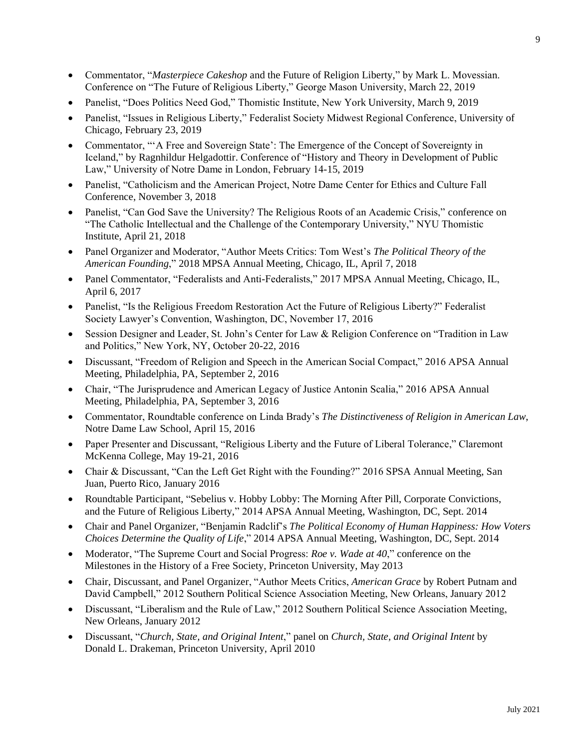- Commentator, "*Masterpiece Cakeshop* and the Future of Religion Liberty," by Mark L. Movessian. Conference on "The Future of Religious Liberty," George Mason University, March 22, 2019
- Panelist, "Does Politics Need God," Thomistic Institute, New York University, March 9, 2019
- Panelist, "Issues in Religious Liberty," Federalist Society Midwest Regional Conference, University of Chicago, February 23, 2019
- Commentator, "'A Free and Sovereign State': The Emergence of the Concept of Sovereignty in Iceland," by Ragnhildur Helgadottir. Conference of "History and Theory in Development of Public Law," University of Notre Dame in London, February 14-15, 2019
- Panelist, "Catholicism and the American Project, Notre Dame Center for Ethics and Culture Fall Conference, November 3, 2018
- Panelist, "Can God Save the University? The Religious Roots of an Academic Crisis," conference on "The Catholic Intellectual and the Challenge of the Contemporary University," NYU Thomistic Institute, April 21, 2018
- Panel Organizer and Moderator, "Author Meets Critics: Tom West's *The Political Theory of the American Founding*," 2018 MPSA Annual Meeting, Chicago, IL, April 7, 2018
- Panel Commentator, "Federalists and Anti-Federalists," 2017 MPSA Annual Meeting, Chicago, IL, April 6, 2017
- Panelist, "Is the Religious Freedom Restoration Act the Future of Religious Liberty?" Federalist Society Lawyer's Convention, Washington, DC, November 17, 2016
- Session Designer and Leader, St. John's Center for Law & Religion Conference on "Tradition in Law and Politics," New York, NY, October 20-22, 2016
- Discussant, "Freedom of Religion and Speech in the American Social Compact," 2016 APSA Annual Meeting, Philadelphia, PA, September 2, 2016
- Chair, "The Jurisprudence and American Legacy of Justice Antonin Scalia," 2016 APSA Annual Meeting, Philadelphia, PA, September 3, 2016
- Commentator, Roundtable conference on Linda Brady's *The Distinctiveness of Religion in American Law*, Notre Dame Law School, April 15, 2016
- Paper Presenter and Discussant, "Religious Liberty and the Future of Liberal Tolerance," Claremont McKenna College, May 19-21, 2016
- Chair & Discussant, "Can the Left Get Right with the Founding?" 2016 SPSA Annual Meeting, San Juan, Puerto Rico, January 2016
- Roundtable Participant, "Sebelius v. Hobby Lobby: The Morning After Pill, Corporate Convictions, and the Future of Religious Liberty," 2014 APSA Annual Meeting, Washington, DC, Sept. 2014
- Chair and Panel Organizer, "Benjamin Radclif's *The Political Economy of Human Happiness: How Voters Choices Determine the Quality of Life*," 2014 APSA Annual Meeting, Washington, DC, Sept. 2014
- Moderator, "The Supreme Court and Social Progress: *Roe v. Wade at 40*," conference on the Milestones in the History of a Free Society, Princeton University, May 2013
- Chair, Discussant, and Panel Organizer, "Author Meets Critics, *American Grace* by Robert Putnam and David Campbell," 2012 Southern Political Science Association Meeting, New Orleans, January 2012
- Discussant, "Liberalism and the Rule of Law," 2012 Southern Political Science Association Meeting, New Orleans, January 2012
- Discussant, "*Church, State, and Original Intent*," panel on *Church, State, and Original Intent* by Donald L. Drakeman, Princeton University, April 2010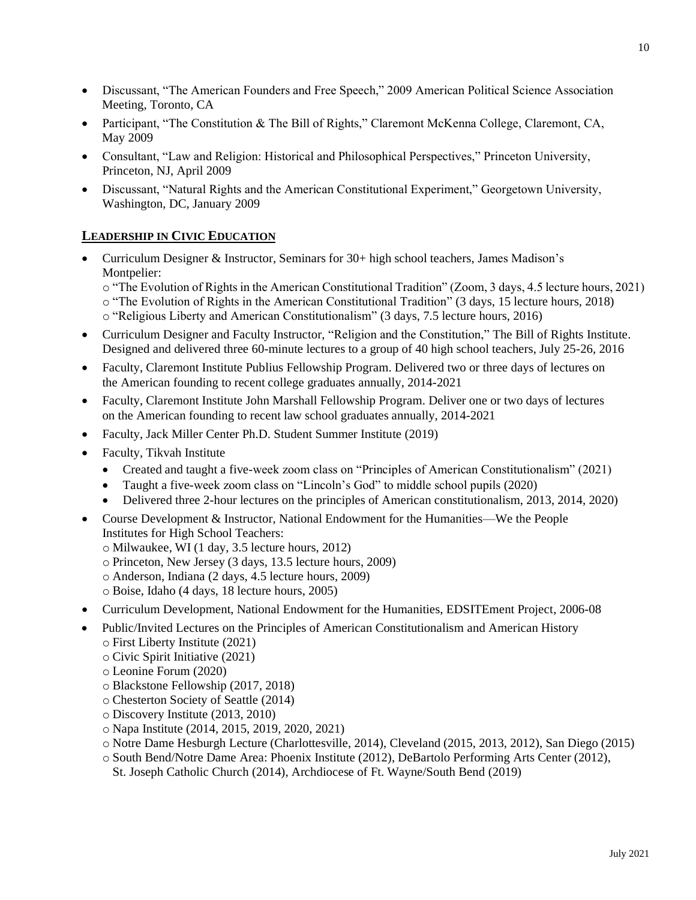- Discussant, "The American Founders and Free Speech," 2009 American Political Science Association Meeting, Toronto, CA
- Participant, "The Constitution & The Bill of Rights," Claremont McKenna College, Claremont, CA, May 2009
- Consultant, "Law and Religion: Historical and Philosophical Perspectives," Princeton University, Princeton, NJ, April 2009
- Discussant, "Natural Rights and the American Constitutional Experiment," Georgetown University, Washington, DC, January 2009

## LEADERSHIP IN CIVIC EDUCATION

- Curriculum Designer & Instructor, Seminars for 30+ high school teachers, James Madison's Montpelier:
  - "The Evolution of Rights in the American Constitutional Tradition" (Zoom, 3 days, 4.5 lecture hours, 2021)
  - "The Evolution of Rights in the American Constitutional Tradition" (3 days, 15 lecture hours, 2018)
  - "Religious Liberty and American Constitutionalism" (3 days, 7.5 lecture hours, 2016)
- Curriculum Designer and Faculty Instructor, "Religion and the Constitution," The Bill of Rights Institute. Designed and delivered three 60-minute lectures to a group of 40 high school teachers, July 25-26, 2016
- Faculty, Claremont Institute Publius Fellowship Program. Delivered two or three days of lectures on the American founding to recent college graduates annually, 2014-2021
- Faculty, Claremont Institute John Marshall Fellowship Program. Deliver one or two days of lectures on the American founding to recent law school graduates annually, 2014-2021
- Faculty, Jack Miller Center Ph.D. Student Summer Institute (2019)
- Faculty, Tikvah Institute
  - Created and taught a five-week zoom class on "Principles of American Constitutionalism" (2021)
  - Taught a five-week zoom class on "Lincoln's God" to middle school pupils (2020)
  - Delivered three 2-hour lectures on the principles of American constitutionalism, 2013, 2014, 2020)
- Course Development & Instructor, National Endowment for the Humanities—We the People Institutes for High School Teachers:
  - Milwaukee, WI (1 day, 3.5 lecture hours, 2012)
  - Princeton, New Jersey (3 days, 13.5 lecture hours, 2009)
  - Anderson, Indiana (2 days, 4.5 lecture hours, 2009)
  - Boise, Idaho (4 days, 18 lecture hours, 2005)
- Curriculum Development, National Endowment for the Humanities, EDSITEment Project, 2006-08
- Public/Invited Lectures on the Principles of American Constitutionalism and American History
  - First Liberty Institute (2021)
  - Civic Spirit Initiative (2021)
  - Leonine Forum (2020)
  - Blackstone Fellowship (2017, 2018)
  - Chesterton Society of Seattle (2014)
  - Discovery Institute (2013, 2010)
  - Napa Institute (2014, 2015, 2019, 2020, 2021)
  - Notre Dame Hesburgh Lecture (Charlottesville, 2014), Cleveland (2015, 2013, 2012), San Diego (2015)
  - South Bend/Notre Dame Area: Phoenix Institute (2012), DeBartolo Performing Arts Center (2012), St. Joseph Catholic Church (2014), Archdiocese of Ft. Wayne/South Bend (2019)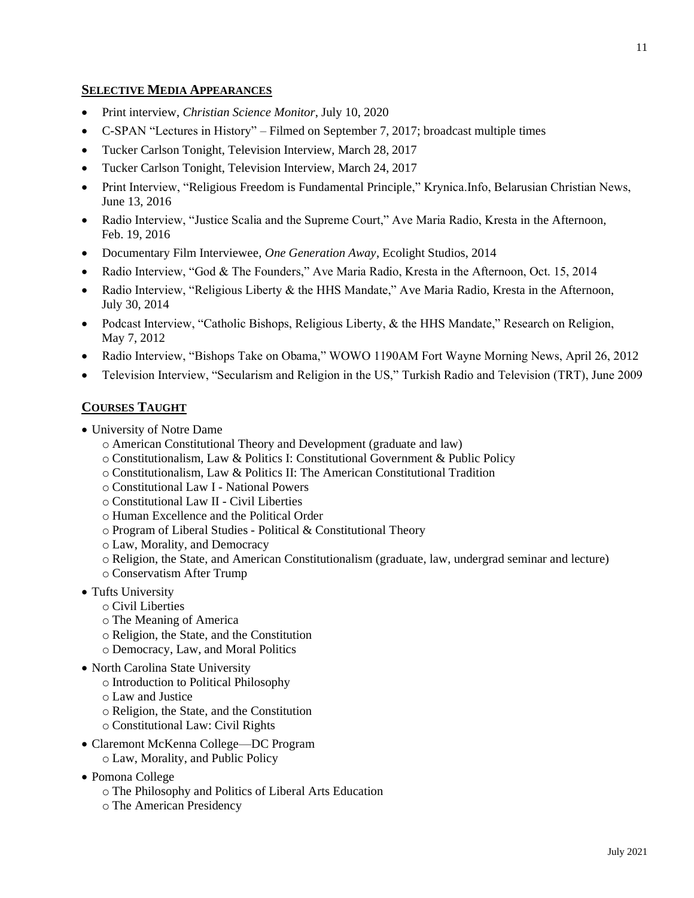## Selective Media Appearances

- Print interview, *Christian Science Monitor*, July 10, 2020
- C-SPAN "Lectures in History" – Filmed on September 7, 2017; broadcast multiple times
- Tucker Carlson Tonight, Television Interview, March 28, 2017
- Tucker Carlson Tonight, Television Interview, March 24, 2017
- Print Interview, "Religious Freedom is Fundamental Principle," Krynica.Info, Belarusian Christian News, June 13, 2016
- Radio Interview, "Justice Scalia and the Supreme Court," Ave Maria Radio, Kresta in the Afternoon, Feb. 19, 2016
- Documentary Film Interviewee, *One Generation Away*, Ecolight Studios, 2014
- Radio Interview, "God & The Founders," Ave Maria Radio, Kresta in the Afternoon, Oct. 15, 2014
- Radio Interview, "Religious Liberty & the HHS Mandate," Ave Maria Radio, Kresta in the Afternoon, July 30, 2014
- Podcast Interview, "Catholic Bishops, Religious Liberty, & the HHS Mandate," Research on Religion, May 7, 2012
- Radio Interview, "Bishops Take on Obama," WOWO 1190AM Fort Wayne Morning News, April 26, 2012
- Television Interview, "Secularism and Religion in the US," Turkish Radio and Television (TRT), June 2009

## Courses Taught

- University of Notre Dame
  - American Constitutional Theory and Development (graduate and law)
  - Constitutionalism, Law & Politics I: Constitutional Government & Public Policy
  - Constitutionalism, Law & Politics II: The American Constitutional Tradition
  - Constitutional Law I - National Powers
  - Constitutional Law II - Civil Liberties
  - Human Excellence and the Political Order
  - Program of Liberal Studies - Political & Constitutional Theory
  - Law, Morality, and Democracy
  - Religion, the State, and American Constitutionalism (graduate, law, undergrad seminar and lecture)
  - Conservatism After Trump
- Tufts University
  - Civil Liberties
  - The Meaning of America
  - Religion, the State, and the Constitution
  - Democracy, Law, and Moral Politics
- North Carolina State University
  - Introduction to Political Philosophy
  - Law and Justice
  - Religion, the State, and the Constitution
  - Constitutional Law: Civil Rights
- Claremont McKenna College—DC Program
  - Law, Morality, and Public Policy
- Pomona College
  - The Philosophy and Politics of Liberal Arts Education
  - The American Presidency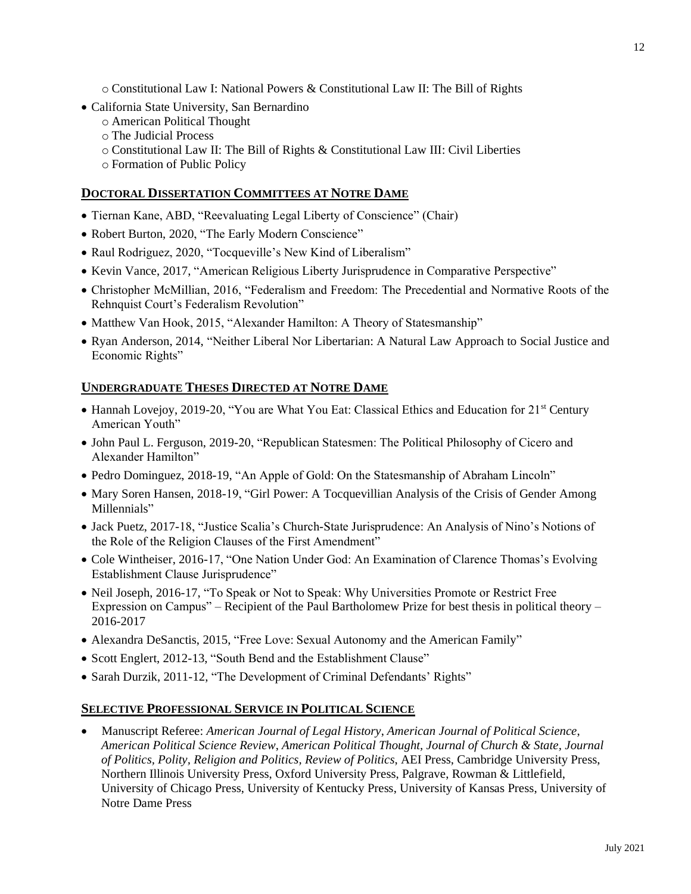- Constitutional Law I: National Powers & Constitutional Law II: The Bill of Rights

- California State University, San Bernardino
  - American Political Thought
  - The Judicial Process
  - Constitutional Law II: The Bill of Rights & Constitutional Law III: Civil Liberties
  - Formation of Public Policy

## DOCTORAL DISSERTATION COMMITTEES AT NOTRE DAME

- Tiernan Kane, ABD, "Reevaluating Legal Liberty of Conscience" (Chair)
- Robert Burton, 2020, "The Early Modern Conscience"
- Raul Rodriguez, 2020, "Tocqueville's New Kind of Liberalism"
- Kevin Vance, 2017, "American Religious Liberty Jurisprudence in Comparative Perspective"
- Christopher McMillian, 2016, "Federalism and Freedom: The Precedential and Normative Roots of the Rehnquist Court's Federalism Revolution"
- Matthew Van Hook, 2015, "Alexander Hamilton: A Theory of Statesmanship"
- Ryan Anderson, 2014, "Neither Liberal Nor Libertarian: A Natural Law Approach to Social Justice and Economic Rights"

## UNDERGRADUATE THESES DIRECTED AT NOTRE DAME

- Hannah Lovejoy, 2019-20, "You are What You Eat: Classical Ethics and Education for 21st Century American Youth"
- John Paul L. Ferguson, 2019-20, "Republican Statesmen: The Political Philosophy of Cicero and Alexander Hamilton"
- Pedro Dominguez, 2018-19, "An Apple of Gold: On the Statesmanship of Abraham Lincoln"
- Mary Soren Hansen, 2018-19, "Girl Power: A Tocquevillian Analysis of the Crisis of Gender Among Millennials"
- Jack Puetz, 2017-18, "Justice Scalia's Church-State Jurisprudence: An Analysis of Nino's Notions of the Role of the Religion Clauses of the First Amendment"
- Cole Wintheiser, 2016-17, "One Nation Under God: An Examination of Clarence Thomas's Evolving Establishment Clause Jurisprudence"
- Neil Joseph, 2016-17, "To Speak or Not to Speak: Why Universities Promote or Restrict Free Expression on Campus" – Recipient of the Paul Bartholomew Prize for best thesis in political theory – 2016-2017
- Alexandra DeSanctis, 2015, "Free Love: Sexual Autonomy and the American Family"
- Scott Englert, 2012-13, "South Bend and the Establishment Clause"
- Sarah Durzik, 2011-12, "The Development of Criminal Defendants' Rights"

## SELECTIVE PROFESSIONAL SERVICE IN POLITICAL SCIENCE

- Manuscript Referee: *American Journal of Legal History*, *American Journal of Political Science*, *American Political Science Review*, *American Political Thought*, *Journal of Church & State*, *Journal of Politics*, *Polity*, *Religion and Politics*, *Review of Politics*, AEI Press, Cambridge University Press, Northern Illinois University Press, Oxford University Press, Palgrave, Rowman & Littlefield, University of Chicago Press, University of Kentucky Press, University of Kansas Press, University of Notre Dame Press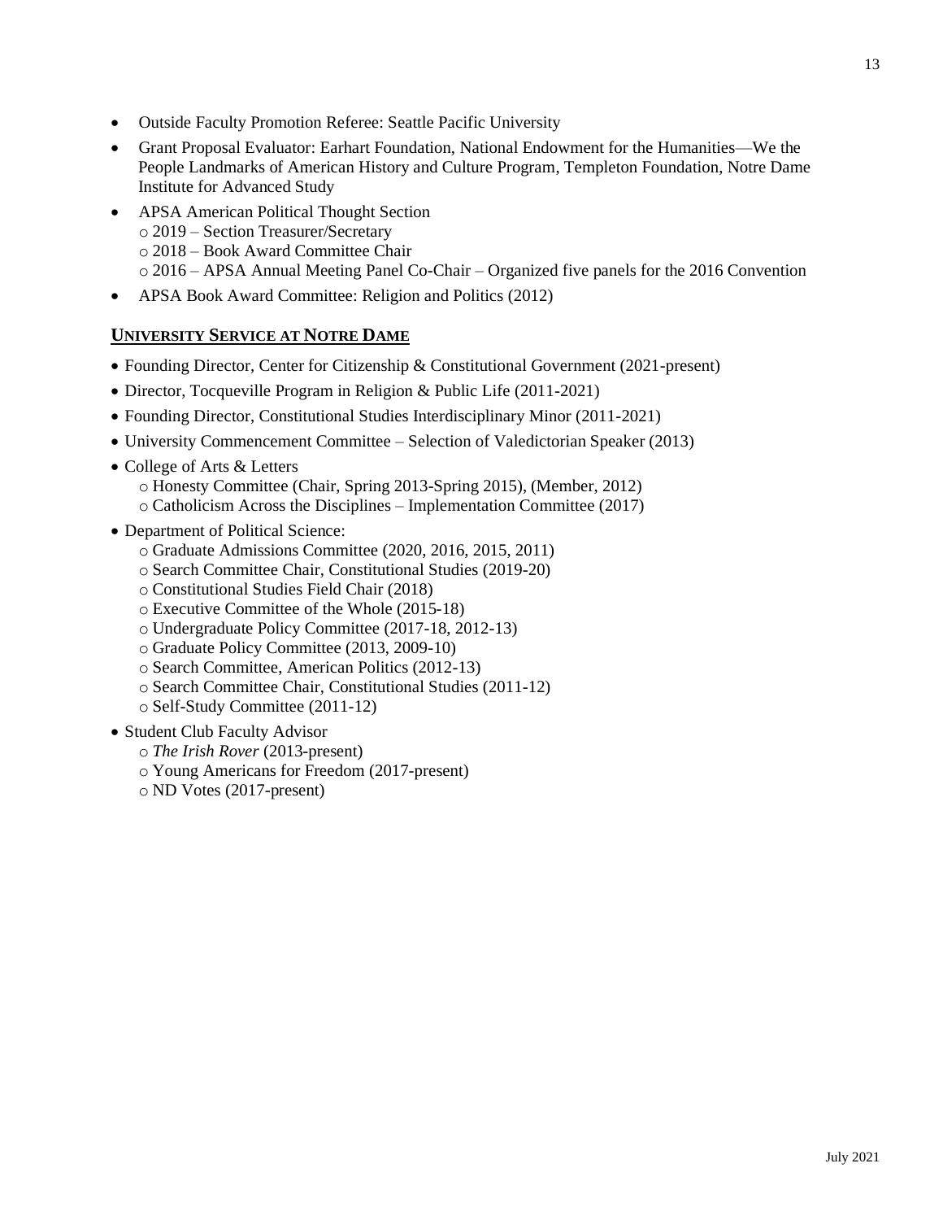- Outside Faculty Promotion Referee: Seattle Pacific University
- Grant Proposal Evaluator: Earhart Foundation, National Endowment for the Humanities—We the People Landmarks of American History and Culture Program, Templeton Foundation, Notre Dame Institute for Advanced Study
- APSA American Political Thought Section
  - 2019 – Section Treasurer/Secretary
  - 2018 – Book Award Committee Chair
  - 2016 – APSA Annual Meeting Panel Co-Chair – Organized five panels for the 2016 Convention
- APSA Book Award Committee: Religion and Politics (2012)

## UNIVERSITY SERVICE AT NOTRE DAME

- Founding Director, Center for Citizenship & Constitutional Government (2021-present)
- Director, Tocqueville Program in Religion & Public Life (2011-2021)
- Founding Director, Constitutional Studies Interdisciplinary Minor (2011-2021)
- University Commencement Committee – Selection of Valedictorian Speaker (2013)
- College of Arts & Letters
  - Honesty Committee (Chair, Spring 2013-Spring 2015), (Member, 2012)
  - Catholicism Across the Disciplines – Implementation Committee (2017)
- Department of Political Science:
  - Graduate Admissions Committee (2020, 2016, 2015, 2011)
  - Search Committee Chair, Constitutional Studies (2019-20)
  - Constitutional Studies Field Chair (2018)
  - Executive Committee of the Whole (2015-18)
  - Undergraduate Policy Committee (2017-18, 2012-13)
  - Graduate Policy Committee (2013, 2009-10)
  - Search Committee, American Politics (2012-13)
  - Search Committee Chair, Constitutional Studies (2011-12)
  - Self-Study Committee (2011-12)
- Student Club Faculty Advisor
  - *The Irish Rover* (2013-present)
  - Young Americans for Freedom (2017-present)
  - ND Votes (2017-present)